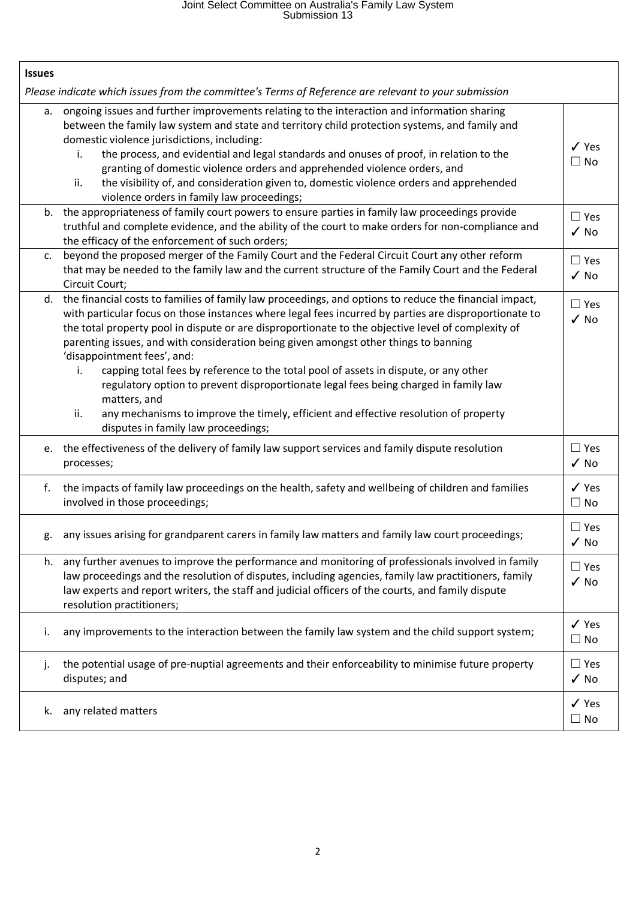| **Issues** | |
|---|---|
| *Please indicate which issues from the committee's Terms of Reference are relevant to your submission* | |
| a. ongoing issues and further improvements relating to the interaction and information sharing between the family law system and state and territory child protection systems, and family and domestic violence jurisdictions, including:<br>i. the process, and evidential and legal standards and onuses of proof, in relation to the granting of domestic violence orders and apprehended violence orders, and<br>ii. the visibility of, and consideration given to, domestic violence orders and apprehended violence orders in family law proceedings; | ✓ Yes<br>☐ No |
| b. the appropriateness of family court powers to ensure parties in family law proceedings provide truthful and complete evidence, and the ability of the court to make orders for non-compliance and the efficacy of the enforcement of such orders; | ☐ Yes<br>✓ No |
| c. beyond the proposed merger of the Family Court and the Federal Circuit Court any other reform that may be needed to the family law and the current structure of the Family Court and the Federal Circuit Court; | ☐ Yes<br>✓ No |
| d. the financial costs to families of family law proceedings, and options to reduce the financial impact, with particular focus on those instances where legal fees incurred by parties are disproportionate to the total property pool in dispute or are disproportionate to the objective level of complexity of parenting issues, and with consideration being given amongst other things to banning 'disappointment fees', and:<br>i. capping total fees by reference to the total pool of assets in dispute, or any other regulatory option to prevent disproportionate legal fees being charged in family law matters, and<br>ii. any mechanisms to improve the timely, efficient and effective resolution of property disputes in family law proceedings; | ☐ Yes<br>✓ No |
| e. the effectiveness of the delivery of family law support services and family dispute resolution processes; | ☐ Yes<br>✓ No |
| f. the impacts of family law proceedings on the health, safety and wellbeing of children and families involved in those proceedings; | ✓ Yes<br>☐ No |
| g. any issues arising for grandparent carers in family law matters and family law court proceedings; | ☐ Yes<br>✓ No |
| h. any further avenues to improve the performance and monitoring of professionals involved in family law proceedings and the resolution of disputes, including agencies, family law practitioners, family law experts and report writers, the staff and judicial officers of the courts, and family dispute resolution practitioners; | ☐ Yes<br>✓ No |
| i. any improvements to the interaction between the family law system and the child support system; | ✓ Yes<br>☐ No |
| j. the potential usage of pre-nuptial agreements and their enforceability to minimise future property disputes; and | ☐ Yes<br>✓ No |
| k. any related matters | ✓ Yes<br>☐ No |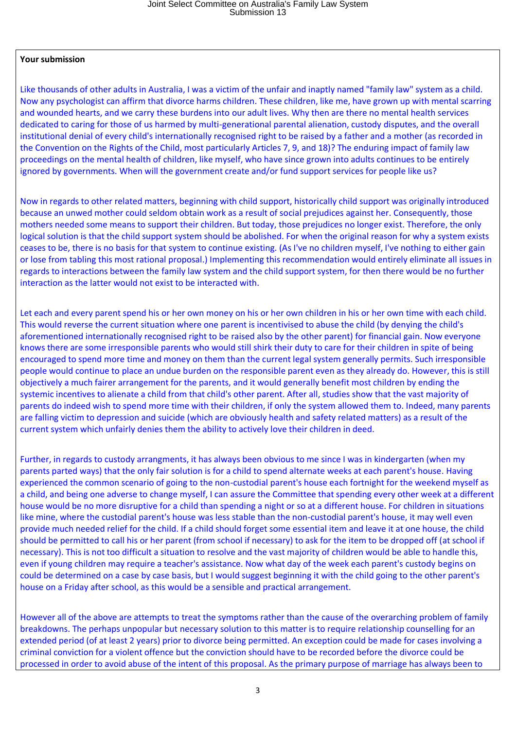**Your submission**

Like thousands of other adults in Australia, I was a victim of the unfair and inaptly named "family law" system as a child. Now any psychologist can affirm that divorce harms children. These children, like me, have grown up with mental scarring and wounded hearts, and we carry these burdens into our adult lives. Why then are there no mental health services dedicated to caring for those of us harmed by multi-generational parental alienation, custody disputes, and the overall institutional denial of every child's internationally recognised right to be raised by a father and a mother (as recorded in the Convention on the Rights of the Child, most particularly Articles 7, 9, and 18)? The enduring impact of family law proceedings on the mental health of children, like myself, who have since grown into adults continues to be entirely ignored by governments. When will the government create and/or fund support services for people like us?

Now in regards to other related matters, beginning with child support, historically child support was originally introduced because an unwed mother could seldom obtain work as a result of social prejudices against her. Consequently, those mothers needed some means to support their children. But today, those prejudices no longer exist. Therefore, the only logical solution is that the child support system should be abolished. For when the original reason for why a system exists ceases to be, there is no basis for that system to continue existing. (As I've no children myself, I've nothing to either gain or lose from tabling this most rational proposal.) Implementing this recommendation would entirely eliminate all issues in regards to interactions between the family law system and the child support system, for then there would be no further interaction as the latter would not exist to be interacted with.

Let each and every parent spend his or her own money on his or her own children in his or her own time with each child. This would reverse the current situation where one parent is incentivised to abuse the child (by denying the child's aforementioned internationally recognised right to be raised also by the other parent) for financial gain. Now everyone knows there are some irresponsible parents who would still shirk their duty to care for their children in spite of being encouraged to spend more time and money on them than the current legal system generally permits. Such irresponsible people would continue to place an undue burden on the responsible parent even as they already do. However, this is still objectively a much fairer arrangement for the parents, and it would generally benefit most children by ending the systemic incentives to alienate a child from that child's other parent. After all, studies show that the vast majority of parents do indeed wish to spend more time with their children, if only the system allowed them to. Indeed, many parents are falling victim to depression and suicide (which are obviously health and safety related matters) as a result of the current system which unfairly denies them the ability to actively love their children in deed.

Further, in regards to custody arrangments, it has always been obvious to me since I was in kindergarten (when my parents parted ways) that the only fair solution is for a child to spend alternate weeks at each parent's house. Having experienced the common scenario of going to the non-custodial parent's house each fortnight for the weekend myself as a child, and being one adverse to change myself, I can assure the Committee that spending every other week at a different house would be no more disruptive for a child than spending a night or so at a different house. For children in situations like mine, where the custodial parent's house was less stable than the non-custodial parent's house, it may well even provide much needed relief for the child. If a child should forget some essential item and leave it at one house, the child should be permitted to call his or her parent (from school if necessary) to ask for the item to be dropped off (at school if necessary). This is not too difficult a situation to resolve and the vast majority of children would be able to handle this, even if young children may require a teacher's assistance. Now what day of the week each parent's custody begins on could be determined on a case by case basis, but I would suggest beginning it with the child going to the other parent's house on a Friday after school, as this would be a sensible and practical arrangement.

However all of the above are attempts to treat the symptoms rather than the cause of the overarching problem of family breakdowns. The perhaps unpopular but necessary solution to this matter is to require relationship counselling for an extended period (of at least 2 years) prior to divorce being permitted. An exception could be made for cases involving a criminal conviction for a violent offence but the conviction should have to be recorded before the divorce could be processed in order to avoid abuse of the intent of this proposal. As the primary purpose of marriage has always been to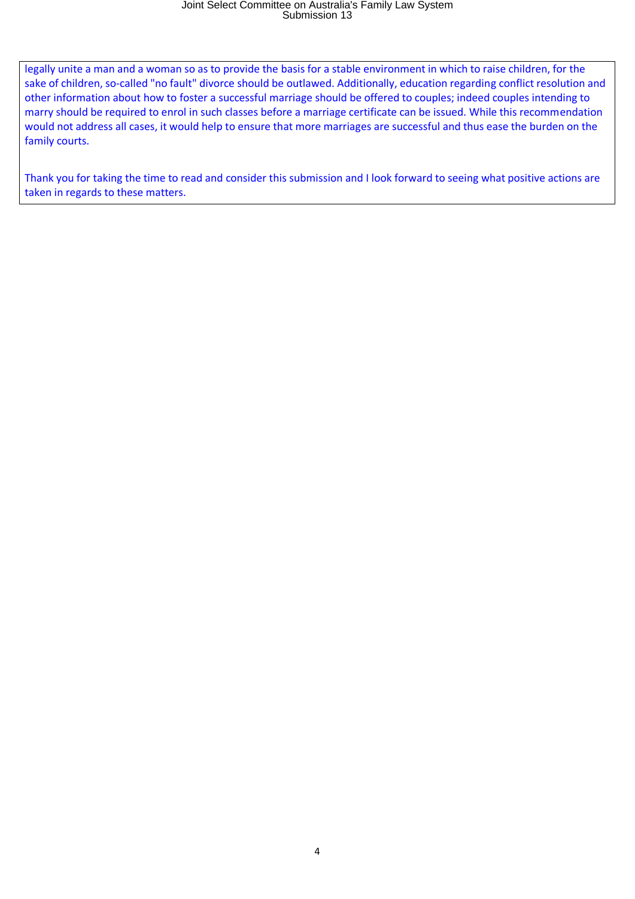legally unite a man and a woman so as to provide the basis for a stable environment in which to raise children, for the sake of children, so-called "no fault" divorce should be outlawed. Additionally, education regarding conflict resolution and other information about how to foster a successful marriage should be offered to couples; indeed couples intending to marry should be required to enrol in such classes before a marriage certificate can be issued. While this recommendation would not address all cases, it would help to ensure that more marriages are successful and thus ease the burden on the family courts.

Thank you for taking the time to read and consider this submission and I look forward to seeing what positive actions are taken in regards to these matters.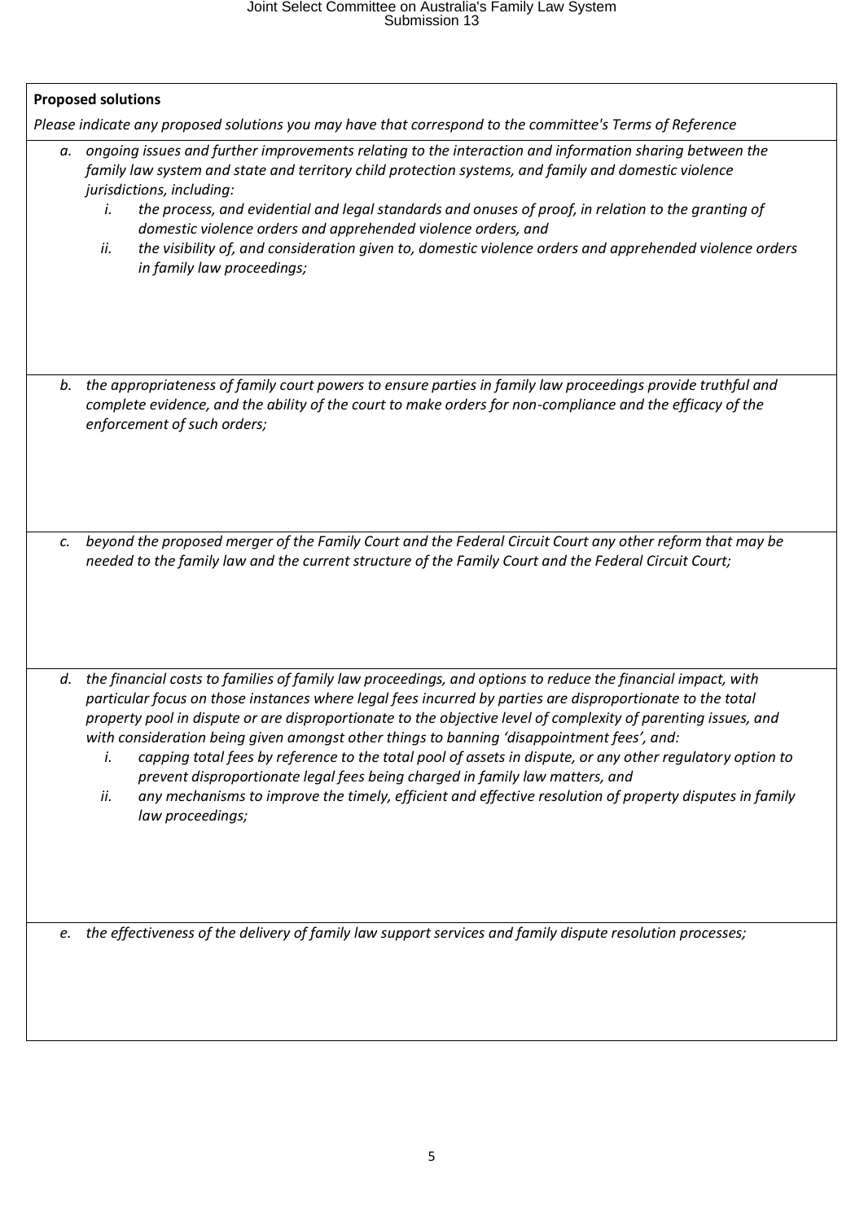**Proposed solutions**

*Please indicate any proposed solutions you may have that correspond to the committee's Terms of Reference*

a. *ongoing issues and further improvements relating to the interaction and information sharing between the family law system and state and territory child protection systems, and family and domestic violence jurisdictions, including:*
   i. *the process, and evidential and legal standards and onuses of proof, in relation to the granting of domestic violence orders and apprehended violence orders, and*
   ii. *the visibility of, and consideration given to, domestic violence orders and apprehended violence orders in family law proceedings;*

b. *the appropriateness of family court powers to ensure parties in family law proceedings provide truthful and complete evidence, and the ability of the court to make orders for non-compliance and the efficacy of the enforcement of such orders;*

c. *beyond the proposed merger of the Family Court and the Federal Circuit Court any other reform that may be needed to the family law and the current structure of the Family Court and the Federal Circuit Court;*

d. *the financial costs to families of family law proceedings, and options to reduce the financial impact, with particular focus on those instances where legal fees incurred by parties are disproportionate to the total property pool in dispute or are disproportionate to the objective level of complexity of parenting issues, and with consideration being given amongst other things to banning 'disappointment fees', and:*
   i. *capping total fees by reference to the total pool of assets in dispute, or any other regulatory option to prevent disproportionate legal fees being charged in family law matters, and*
   ii. *any mechanisms to improve the timely, efficient and effective resolution of property disputes in family law proceedings;*

e. *the effectiveness of the delivery of family law support services and family dispute resolution processes;*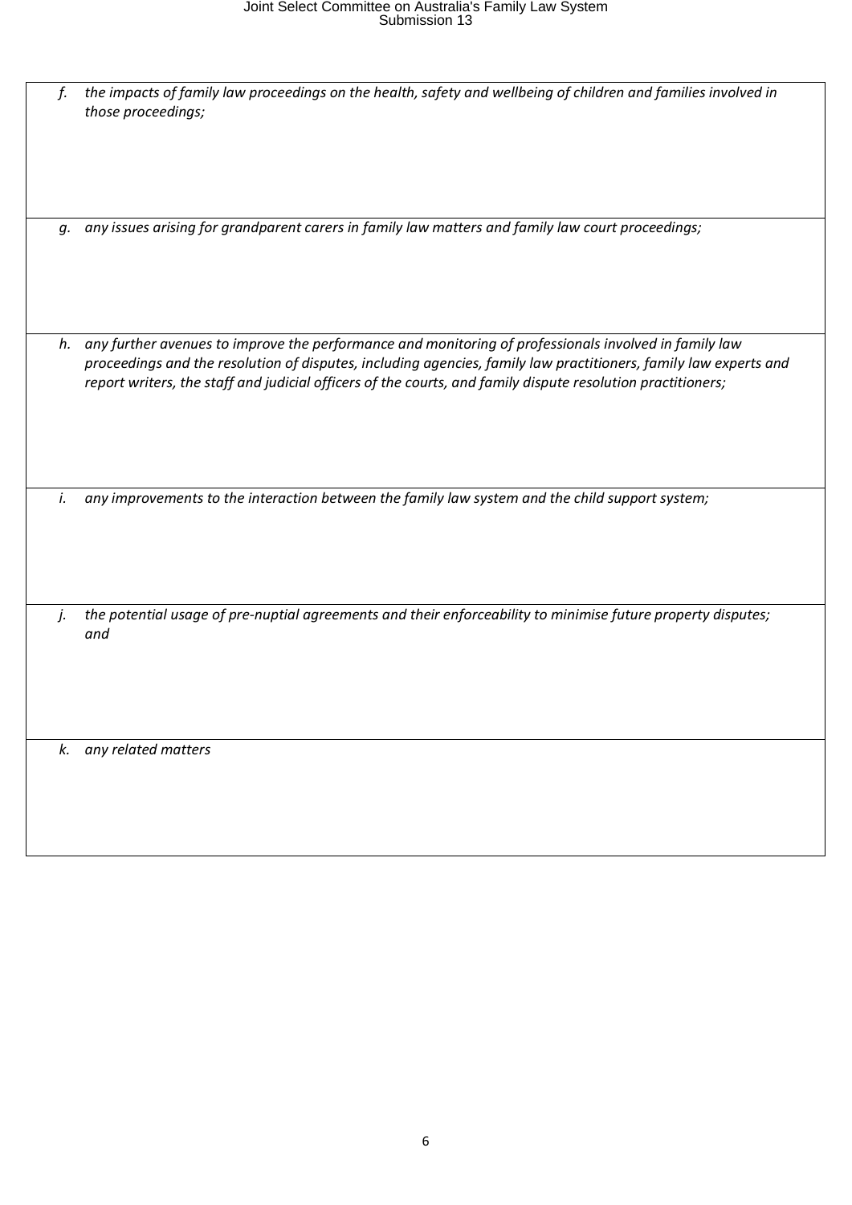| |
|---|
| *f. the impacts of family law proceedings on the health, safety and wellbeing of children and families involved in those proceedings;* |
| *g. any issues arising for grandparent carers in family law matters and family law court proceedings;* |
| *h. any further avenues to improve the performance and monitoring of professionals involved in family law proceedings and the resolution of disputes, including agencies, family law practitioners, family law experts and report writers, the staff and judicial officers of the courts, and family dispute resolution practitioners;* |
| *i. any improvements to the interaction between the family law system and the child support system;* |
| *j. the potential usage of pre-nuptial agreements and their enforceability to minimise future property disputes; and* |
| *k. any related matters* |